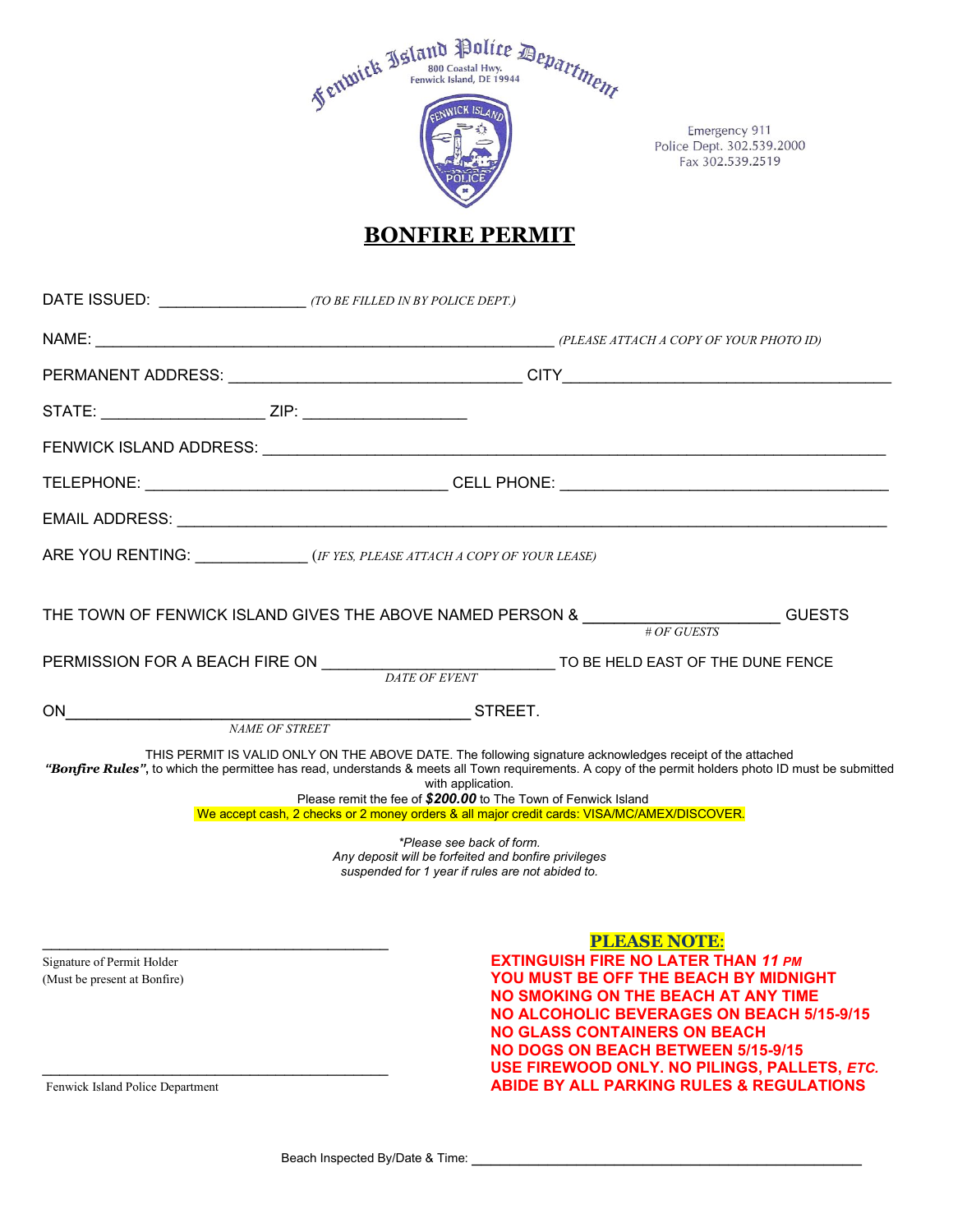Fenwick Island Police Department
800 Coastal Hwy.
Fenwick Island, DE 19944

Emergency 911
Police Dept. 302.539.2000
Fax 302.539.2519

# BONFIRE PERMIT

DATE ISSUED: ________________ *(TO BE FILLED IN BY POLICE DEPT.)*

NAME: ____________________________________________ *(PLEASE ATTACH A COPY OF YOUR PHOTO ID)*

PERMANENT ADDRESS: ______________________________ CITY___________________________________

STATE: __________________ ZIP: __________________

FENWICK ISLAND ADDRESS: ____________________________________________________________________

TELEPHONE: ________________________________ CELL PHONE: ____________________________________

EMAIL ADDRESS: ____________________________________________________________________________

ARE YOU RENTING: ____________ *(IF YES, PLEASE ATTACH A COPY OF YOUR LEASE)*

THE TOWN OF FENWICK ISLAND GIVES THE ABOVE NAMED PERSON & ______________________ GUESTS
*# OF GUESTS*

PERMISSION FOR A BEACH FIRE ON __________________________ TO BE HELD EAST OF THE DUNE FENCE
*DATE OF EVENT*

ON_____________________________________________ STREET.
*NAME OF STREET*

THIS PERMIT IS VALID ONLY ON THE ABOVE DATE. The following signature acknowledges receipt of the attached ***"Bonfire Rules"***, to which the permittee has read, understands & meets all Town requirements. A copy of the permit holders photo ID must be submitted with application.

Please remit the fee of ***$200.00*** to The Town of Fenwick Island

We accept cash, 2 checks or 2 money orders & all major credit cards: VISA/MC/AMEX/DISCOVER.

*\*Please see back of form.*
*Any deposit will be forfeited and bonfire privileges suspended for 1 year if rules are not abided to.*

_________________________________________
Signature of Permit Holder
(Must be present at Bonfire)

_________________________________________
Fenwick Island Police Department

**PLEASE NOTE:**

**EXTINGUISH FIRE NO LATER THAN *11 PM***
**YOU MUST BE OFF THE BEACH BY MIDNIGHT**
**NO SMOKING ON THE BEACH AT ANY TIME**
**NO ALCOHOLIC BEVERAGES ON BEACH 5/15-9/15**
**NO GLASS CONTAINERS ON BEACH**
**NO DOGS ON BEACH BETWEEN 5/15-9/15**
**USE FIREWOOD ONLY. NO PILINGS, PALLETS, *ETC.***
**ABIDE BY ALL PARKING RULES & REGULATIONS**

Beach Inspected By/Date & Time: ______________________________________________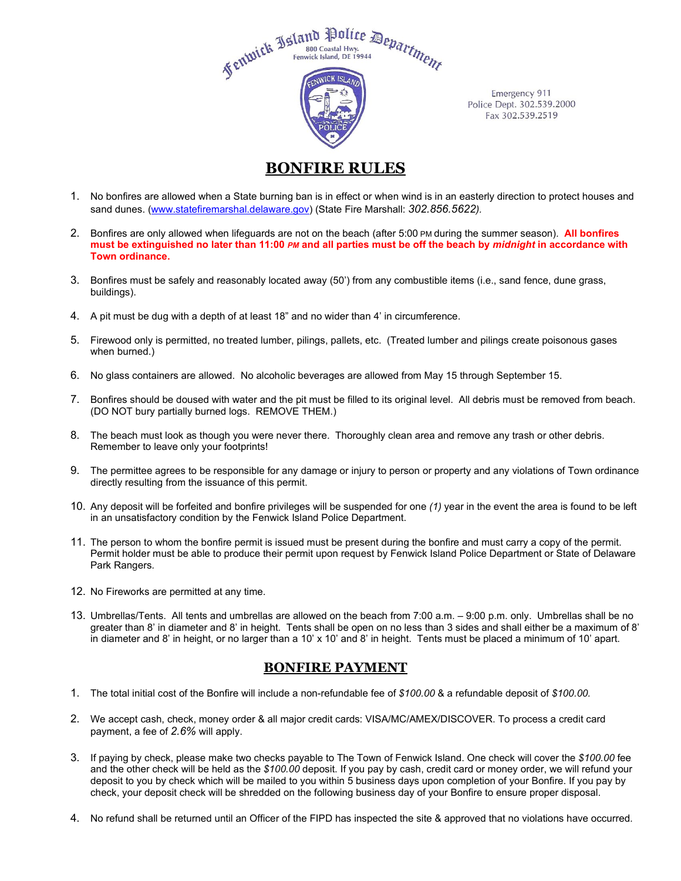Fenwick Island Police Department
800 Coastal Hwy.
Fenwick Island, DE 19944

Emergency 911
Police Dept. 302.539.2000
Fax 302.539.2519

# BONFIRE RULES

1. No bonfires are allowed when a State burning ban is in effect or when wind is in an easterly direction to protect houses and sand dunes. (www.statefiremarshal.delaware.gov) (State Fire Marshall: *302.856.5622).*
2. Bonfires are only allowed when lifeguards are not on the beach (after 5:00 PM during the summer season). **All bonfires must be extinguished no later than 11:00 *PM* and all parties must be off the beach by *midnight* in accordance with Town ordinance.**
3. Bonfires must be safely and reasonably located away (50') from any combustible items (i.e., sand fence, dune grass, buildings).
4. A pit must be dug with a depth of at least 18" and no wider than 4' in circumference.
5. Firewood only is permitted, no treated lumber, pilings, pallets, etc. (Treated lumber and pilings create poisonous gases when burned.)
6. No glass containers are allowed. No alcoholic beverages are allowed from May 15 through September 15.
7. Bonfires should be doused with water and the pit must be filled to its original level. All debris must be removed from beach. (DO NOT bury partially burned logs. REMOVE THEM.)
8. The beach must look as though you were never there. Thoroughly clean area and remove any trash or other debris. Remember to leave only your footprints!
9. The permittee agrees to be responsible for any damage or injury to person or property and any violations of Town ordinance directly resulting from the issuance of this permit.
10. Any deposit will be forfeited and bonfire privileges will be suspended for one *(1)* year in the event the area is found to be left in an unsatisfactory condition by the Fenwick Island Police Department.
11. The person to whom the bonfire permit is issued must be present during the bonfire and must carry a copy of the permit. Permit holder must be able to produce their permit upon request by Fenwick Island Police Department or State of Delaware Park Rangers.
12. No Fireworks are permitted at any time.
13. Umbrellas/Tents. All tents and umbrellas are allowed on the beach from 7:00 a.m. – 9:00 p.m. only. Umbrellas shall be no greater than 8' in diameter and 8' in height. Tents shall be open on no less than 3 sides and shall either be a maximum of 8' in diameter and 8' in height, or no larger than a 10' x 10' and 8' in height. Tents must be placed a minimum of 10' apart.

# BONFIRE PAYMENT

1. The total initial cost of the Bonfire will include a non-refundable fee of *$100.00* & a refundable deposit of *$100.00.*
2. We accept cash, check, money order & all major credit cards: VISA/MC/AMEX/DISCOVER. To process a credit card payment, a fee of *2.6%* will apply.
3. If paying by check, please make two checks payable to The Town of Fenwick Island. One check will cover the *$100.00* fee and the other check will be held as the *$100.00* deposit. If you pay by cash, credit card or money order, we will refund your deposit to you by check which will be mailed to you within 5 business days upon completion of your Bonfire. If you pay by check, your deposit check will be shredded on the following business day of your Bonfire to ensure proper disposal.
4. No refund shall be returned until an Officer of the FIPD has inspected the site & approved that no violations have occurred.